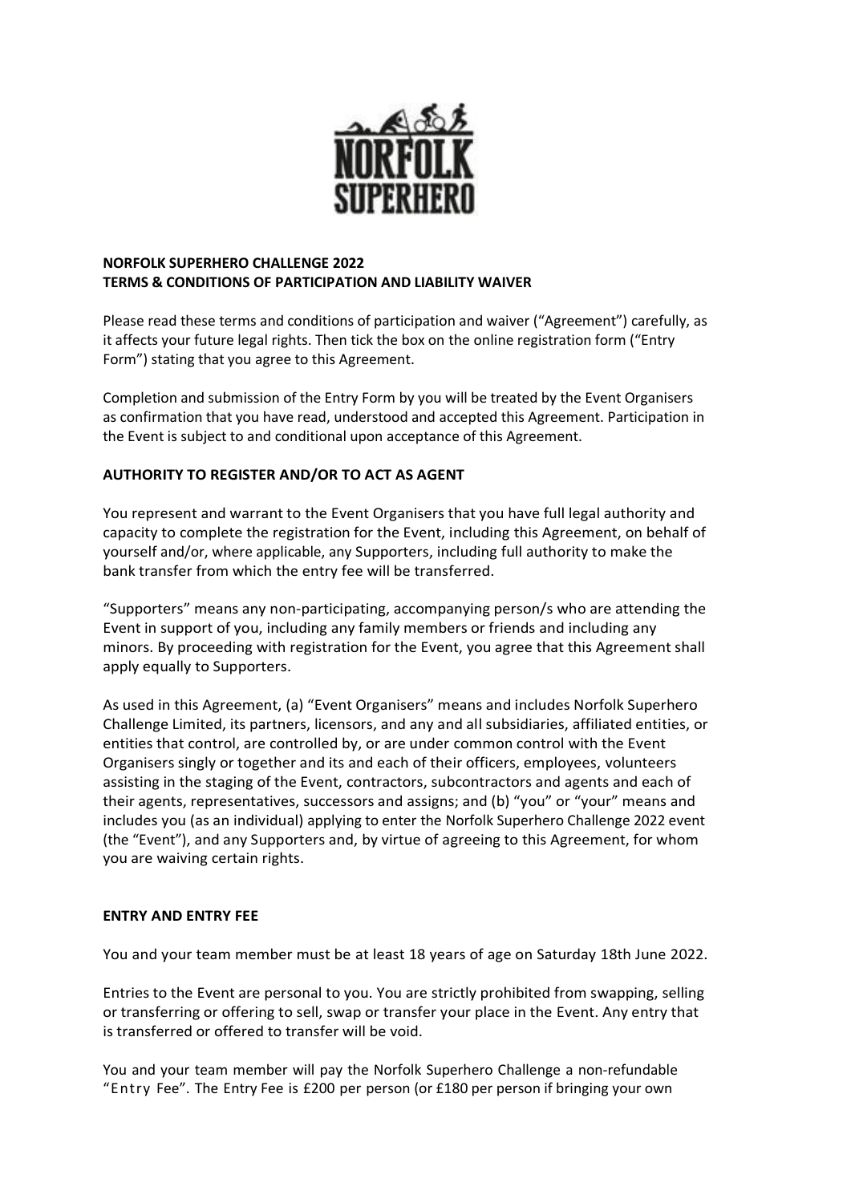**NORFOLK SUPERHERO CHALLENGE 2022**
**TERMS & CONDITIONS OF PARTICIPATION AND LIABILITY WAIVER**

Please read these terms and conditions of participation and waiver ("Agreement") carefully, as it affects your future legal rights. Then tick the box on the online registration form ("Entry Form") stating that you agree to this Agreement.

Completion and submission of the Entry Form by you will be treated by the Event Organisers as confirmation that you have read, understood and accepted this Agreement. Participation in the Event is subject to and conditional upon acceptance of this Agreement.

**AUTHORITY TO REGISTER AND/OR TO ACT AS AGENT**

You represent and warrant to the Event Organisers that you have full legal authority and capacity to complete the registration for the Event, including this Agreement, on behalf of yourself and/or, where applicable, any Supporters, including full authority to make the bank transfer from which the entry fee will be transferred.

"Supporters" means any non-participating, accompanying person/s who are attending the Event in support of you, including any family members or friends and including any minors. By proceeding with registration for the Event, you agree that this Agreement shall apply equally to Supporters.

As used in this Agreement, (a) "Event Organisers" means and includes Norfolk Superhero Challenge Limited, its partners, licensors, and any and all subsidiaries, affiliated entities, or entities that control, are controlled by, or are under common control with the Event Organisers singly or together and its and each of their officers, employees, volunteers assisting in the staging of the Event, contractors, subcontractors and agents and each of their agents, representatives, successors and assigns; and (b) "you" or "your" means and includes you (as an individual) applying to enter the Norfolk Superhero Challenge 2022 event (the "Event"), and any Supporters and, by virtue of agreeing to this Agreement, for whom you are waiving certain rights.

**ENTRY AND ENTRY FEE**

You and your team member must be at least 18 years of age on Saturday 18th June 2022.

Entries to the Event are personal to you. You are strictly prohibited from swapping, selling or transferring or offering to sell, swap or transfer your place in the Event. Any entry that is transferred or offered to transfer will be void.

You and your team member will pay the Norfolk Superhero Challenge a non-refundable "Entry Fee". The Entry Fee is £200 per person (or £180 per person if bringing your own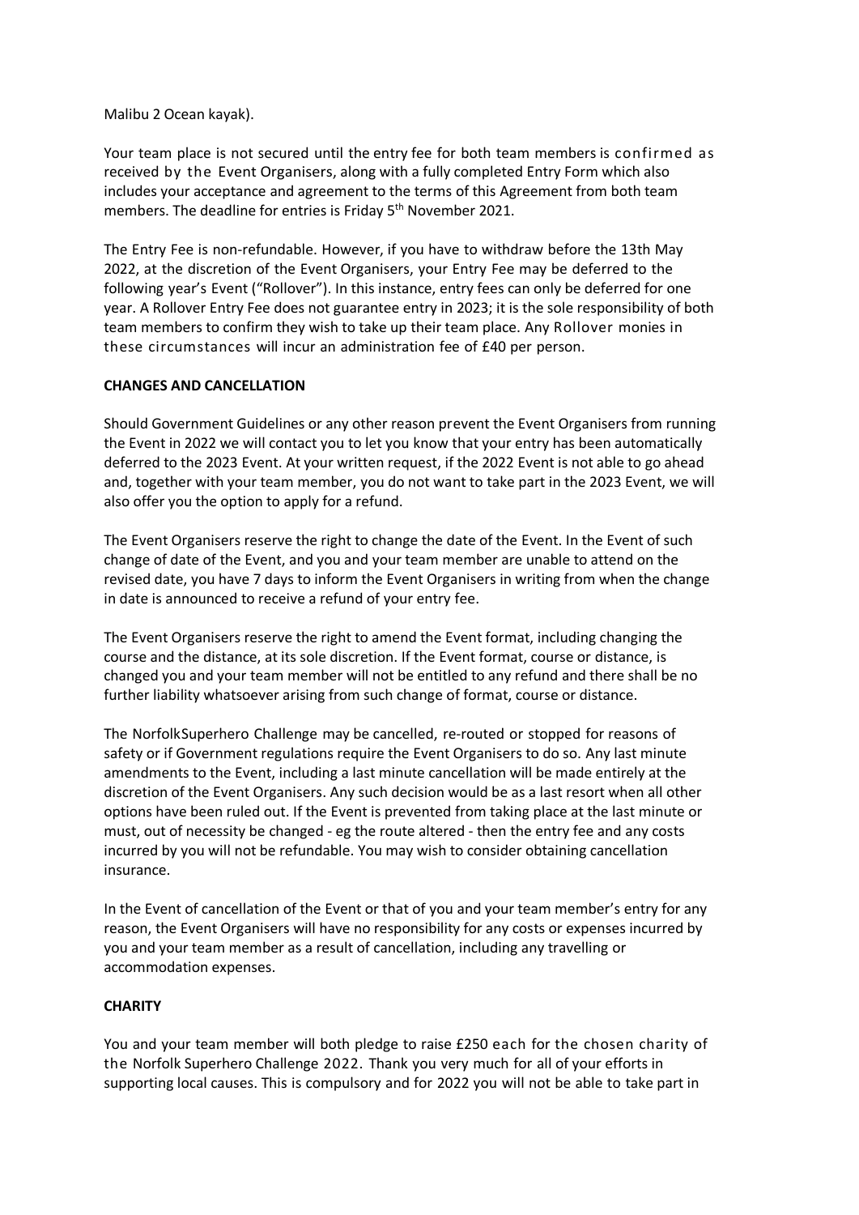Malibu 2 Ocean kayak).

Your team place is not secured until the entry fee for both team members is confirmed as received by the Event Organisers, along with a fully completed Entry Form which also includes your acceptance and agreement to the terms of this Agreement from both team members. The deadline for entries is Friday 5th November 2021.

The Entry Fee is non-refundable. However, if you have to withdraw before the 13th May 2022, at the discretion of the Event Organisers, your Entry Fee may be deferred to the following year's Event ("Rollover"). In this instance, entry fees can only be deferred for one year. A Rollover Entry Fee does not guarantee entry in 2023; it is the sole responsibility of both team members to confirm they wish to take up their team place. Any Rollover monies in these circumstances will incur an administration fee of £40 per person.

**CHANGES AND CANCELLATION**

Should Government Guidelines or any other reason prevent the Event Organisers from running the Event in 2022 we will contact you to let you know that your entry has been automatically deferred to the 2023 Event. At your written request, if the 2022 Event is not able to go ahead and, together with your team member, you do not want to take part in the 2023 Event, we will also offer you the option to apply for a refund.

The Event Organisers reserve the right to change the date of the Event. In the Event of such change of date of the Event, and you and your team member are unable to attend on the revised date, you have 7 days to inform the Event Organisers in writing from when the change in date is announced to receive a refund of your entry fee.

The Event Organisers reserve the right to amend the Event format, including changing the course and the distance, at its sole discretion. If the Event format, course or distance, is changed you and your team member will not be entitled to any refund and there shall be no further liability whatsoever arising from such change of format, course or distance.

The NorfolkSuperhero Challenge may be cancelled, re-routed or stopped for reasons of safety or if Government regulations require the Event Organisers to do so. Any last minute amendments to the Event, including a last minute cancellation will be made entirely at the discretion of the Event Organisers. Any such decision would be as a last resort when all other options have been ruled out. If the Event is prevented from taking place at the last minute or must, out of necessity be changed - eg the route altered - then the entry fee and any costs incurred by you will not be refundable. You may wish to consider obtaining cancellation insurance.

In the Event of cancellation of the Event or that of you and your team member's entry for any reason, the Event Organisers will have no responsibility for any costs or expenses incurred by you and your team member as a result of cancellation, including any travelling or accommodation expenses.

**CHARITY**

You and your team member will both pledge to raise £250 each for the chosen charity of the Norfolk Superhero Challenge 2022. Thank you very much for all of your efforts in supporting local causes. This is compulsory and for 2022 you will not be able to take part in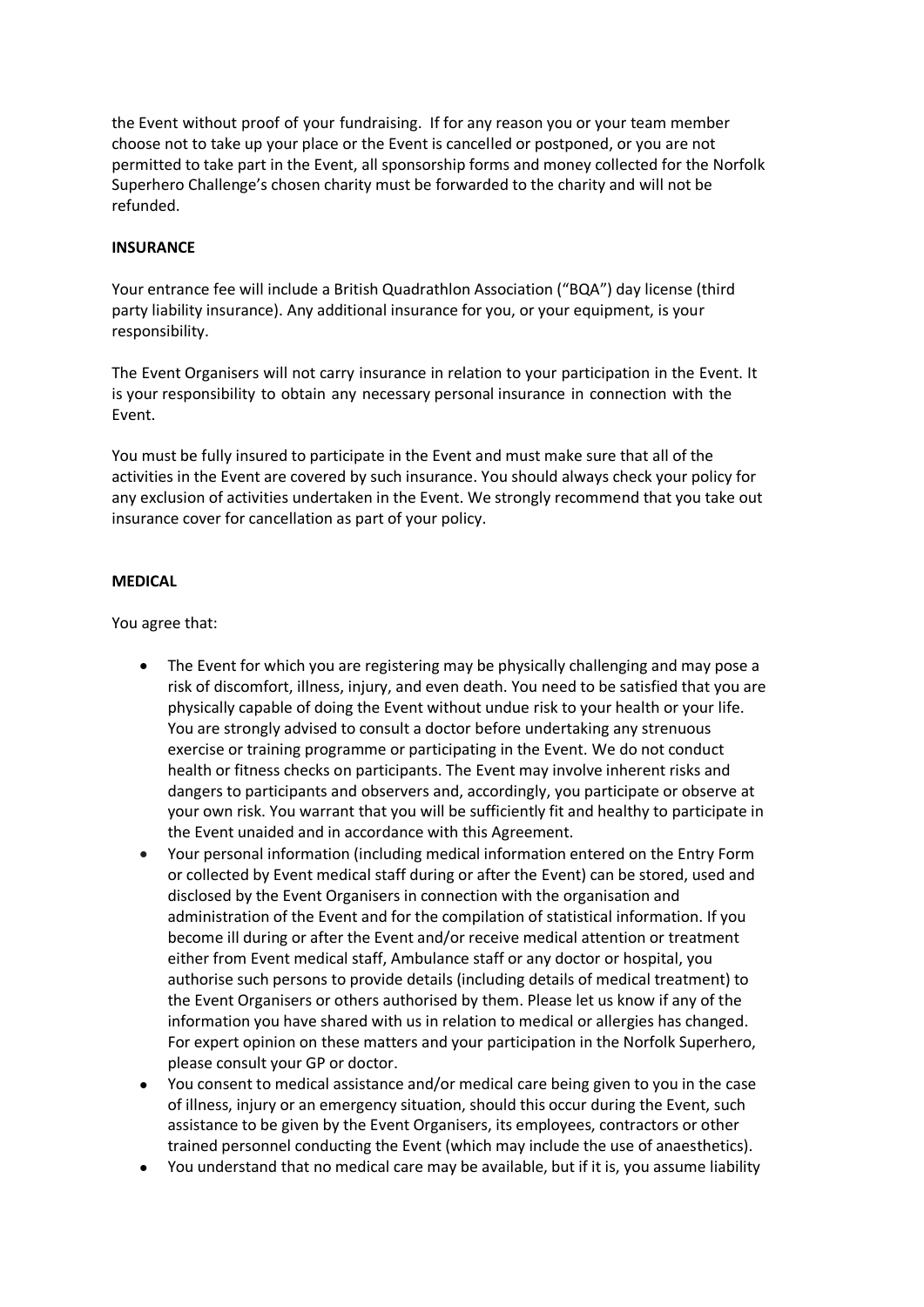the Event without proof of your fundraising. If for any reason you or your team member choose not to take up your place or the Event is cancelled or postponed, or you are not permitted to take part in the Event, all sponsorship forms and money collected for the Norfolk Superhero Challenge's chosen charity must be forwarded to the charity and will not be refunded.

**INSURANCE**

Your entrance fee will include a British Quadrathlon Association ("BQA") day license (third party liability insurance). Any additional insurance for you, or your equipment, is your responsibility.

The Event Organisers will not carry insurance in relation to your participation in the Event. It is your responsibility to obtain any necessary personal insurance in connection with the Event.

You must be fully insured to participate in the Event and must make sure that all of the activities in the Event are covered by such insurance. You should always check your policy for any exclusion of activities undertaken in the Event. We strongly recommend that you take out insurance cover for cancellation as part of your policy.

**MEDICAL**

You agree that:

- The Event for which you are registering may be physically challenging and may pose a risk of discomfort, illness, injury, and even death. You need to be satisfied that you are physically capable of doing the Event without undue risk to your health or your life. You are strongly advised to consult a doctor before undertaking any strenuous exercise or training programme or participating in the Event. We do not conduct health or fitness checks on participants. The Event may involve inherent risks and dangers to participants and observers and, accordingly, you participate or observe at your own risk. You warrant that you will be sufficiently fit and healthy to participate in the Event unaided and in accordance with this Agreement.
- Your personal information (including medical information entered on the Entry Form or collected by Event medical staff during or after the Event) can be stored, used and disclosed by the Event Organisers in connection with the organisation and administration of the Event and for the compilation of statistical information. If you become ill during or after the Event and/or receive medical attention or treatment either from Event medical staff, Ambulance staff or any doctor or hospital, you authorise such persons to provide details (including details of medical treatment) to the Event Organisers or others authorised by them. Please let us know if any of the information you have shared with us in relation to medical or allergies has changed. For expert opinion on these matters and your participation in the Norfolk Superhero, please consult your GP or doctor.
- You consent to medical assistance and/or medical care being given to you in the case of illness, injury or an emergency situation, should this occur during the Event, such assistance to be given by the Event Organisers, its employees, contractors or other trained personnel conducting the Event (which may include the use of anaesthetics).
- You understand that no medical care may be available, but if it is, you assume liability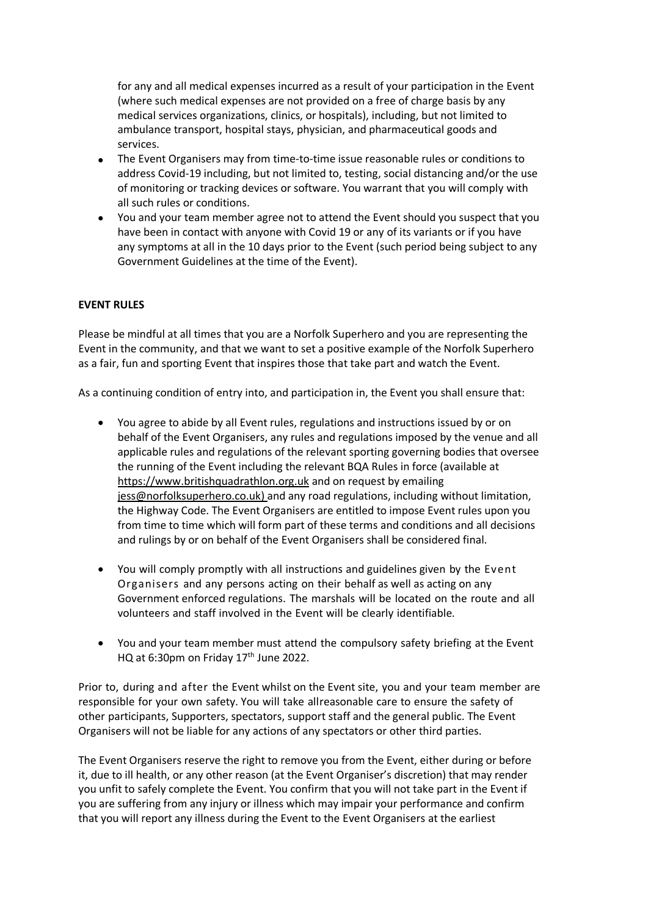for any and all medical expenses incurred as a result of your participation in the Event (where such medical expenses are not provided on a free of charge basis by any medical services organizations, clinics, or hospitals), including, but not limited to ambulance transport, hospital stays, physician, and pharmaceutical goods and services.

- The Event Organisers may from time-to-time issue reasonable rules or conditions to address Covid-19 including, but not limited to, testing, social distancing and/or the use of monitoring or tracking devices or software. You warrant that you will comply with all such rules or conditions.
- You and your team member agree not to attend the Event should you suspect that you have been in contact with anyone with Covid 19 or any of its variants or if you have any symptoms at all in the 10 days prior to the Event (such period being subject to any Government Guidelines at the time of the Event).

**EVENT RULES**

Please be mindful at all times that you are a Norfolk Superhero and you are representing the Event in the community, and that we want to set a positive example of the Norfolk Superhero as a fair, fun and sporting Event that inspires those that take part and watch the Event.

As a continuing condition of entry into, and participation in, the Event you shall ensure that:

- You agree to abide by all Event rules, regulations and instructions issued by or on behalf of the Event Organisers, any rules and regulations imposed by the venue and all applicable rules and regulations of the relevant sporting governing bodies that oversee the running of the Event including the relevant BQA Rules in force (available at https://www.britishquadrathlon.org.uk and on request by emailing jess@norfolksuperhero.co.uk) and any road regulations, including without limitation, the Highway Code. The Event Organisers are entitled to impose Event rules upon you from time to time which will form part of these terms and conditions and all decisions and rulings by or on behalf of the Event Organisers shall be considered final.

- You will comply promptly with all instructions and guidelines given by the Event Organisers and any persons acting on their behalf as well as acting on any Government enforced regulations. The marshals will be located on the route and all volunteers and staff involved in the Event will be clearly identifiable.

- You and your team member must attend the compulsory safety briefing at the Event HQ at 6:30pm on Friday 17th June 2022.

Prior to, during and after the Event whilst on the Event site, you and your team member are responsible for your own safety. You will take allreasonable care to ensure the safety of other participants, Supporters, spectators, support staff and the general public. The Event Organisers will not be liable for any actions of any spectators or other third parties.

The Event Organisers reserve the right to remove you from the Event, either during or before it, due to ill health, or any other reason (at the Event Organiser's discretion) that may render you unfit to safely complete the Event. You confirm that you will not take part in the Event if you are suffering from any injury or illness which may impair your performance and confirm that you will report any illness during the Event to the Event Organisers at the earliest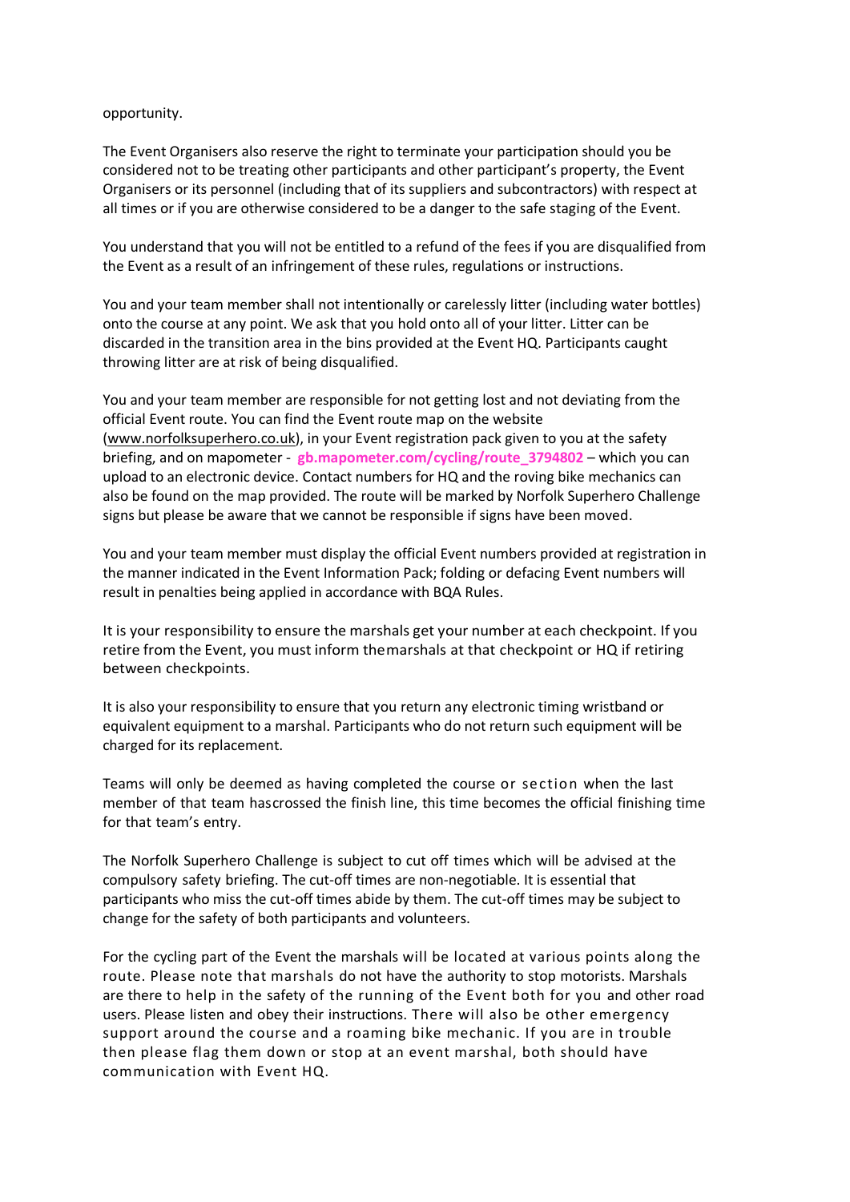opportunity.

The Event Organisers also reserve the right to terminate your participation should you be considered not to be treating other participants and other participant's property, the Event Organisers or its personnel (including that of its suppliers and subcontractors) with respect at all times or if you are otherwise considered to be a danger to the safe staging of the Event.

You understand that you will not be entitled to a refund of the fees if you are disqualified from the Event as a result of an infringement of these rules, regulations or instructions.

You and your team member shall not intentionally or carelessly litter (including water bottles) onto the course at any point. We ask that you hold onto all of your litter. Litter can be discarded in the transition area in the bins provided at the Event HQ. Participants caught throwing litter are at risk of being disqualified.

You and your team member are responsible for not getting lost and not deviating from the official Event route. You can find the Event route map on the website (www.norfolksuperhero.co.uk), in your Event registration pack given to you at the safety briefing, and on mapometer - **gb.mapometer.com/cycling/route_3794802** – which you can upload to an electronic device. Contact numbers for HQ and the roving bike mechanics can also be found on the map provided. The route will be marked by Norfolk Superhero Challenge signs but please be aware that we cannot be responsible if signs have been moved.

You and your team member must display the official Event numbers provided at registration in the manner indicated in the Event Information Pack; folding or defacing Event numbers will result in penalties being applied in accordance with BQA Rules.

It is your responsibility to ensure the marshals get your number at each checkpoint. If you retire from the Event, you must inform themarshals at that checkpoint or HQ if retiring between checkpoints.

It is also your responsibility to ensure that you return any electronic timing wristband or equivalent equipment to a marshal. Participants who do not return such equipment will be charged for its replacement.

Teams will only be deemed as having completed the course or section when the last member of that team hascrossed the finish line, this time becomes the official finishing time for that team's entry.

The Norfolk Superhero Challenge is subject to cut off times which will be advised at the compulsory safety briefing. The cut-off times are non-negotiable. It is essential that participants who miss the cut-off times abide by them. The cut-off times may be subject to change for the safety of both participants and volunteers.

For the cycling part of the Event the marshals will be located at various points along the route. Please note that marshals do not have the authority to stop motorists. Marshals are there to help in the safety of the running of the Event both for you and other road users. Please listen and obey their instructions. There will also be other emergency support around the course and a roaming bike mechanic. If you are in trouble then please flag them down or stop at an event marshal, both should have communication with Event HQ.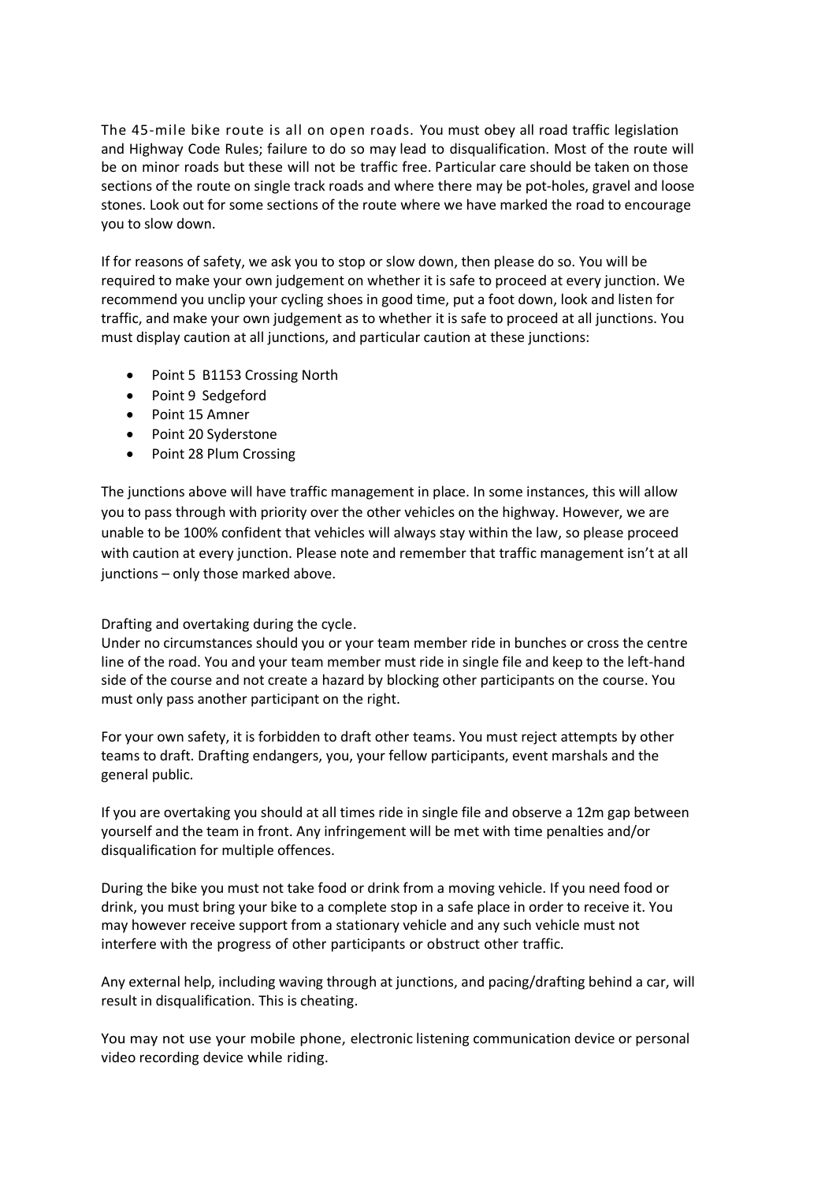The 45-mile bike route is all on open roads. You must obey all road traffic legislation and Highway Code Rules; failure to do so may lead to disqualification. Most of the route will be on minor roads but these will not be traffic free. Particular care should be taken on those sections of the route on single track roads and where there may be pot-holes, gravel and loose stones. Look out for some sections of the route where we have marked the road to encourage you to slow down.

If for reasons of safety, we ask you to stop or slow down, then please do so. You will be required to make your own judgement on whether it is safe to proceed at every junction. We recommend you unclip your cycling shoes in good time, put a foot down, look and listen for traffic, and make your own judgement as to whether it is safe to proceed at all junctions. You must display caution at all junctions, and particular caution at these junctions:

- Point 5 B1153 Crossing North
- Point 9 Sedgeford
- Point 15 Amner
- Point 20 Syderstone
- Point 28 Plum Crossing

The junctions above will have traffic management in place. In some instances, this will allow you to pass through with priority over the other vehicles on the highway. However, we are unable to be 100% confident that vehicles will always stay within the law, so please proceed with caution at every junction. Please note and remember that traffic management isn't at all junctions – only those marked above.

Drafting and overtaking during the cycle.
Under no circumstances should you or your team member ride in bunches or cross the centre line of the road. You and your team member must ride in single file and keep to the left-hand side of the course and not create a hazard by blocking other participants on the course. You must only pass another participant on the right.

For your own safety, it is forbidden to draft other teams. You must reject attempts by other teams to draft. Drafting endangers, you, your fellow participants, event marshals and the general public.

If you are overtaking you should at all times ride in single file and observe a 12m gap between yourself and the team in front. Any infringement will be met with time penalties and/or disqualification for multiple offences.

During the bike you must not take food or drink from a moving vehicle. If you need food or drink, you must bring your bike to a complete stop in a safe place in order to receive it. You may however receive support from a stationary vehicle and any such vehicle must not interfere with the progress of other participants or obstruct other traffic.

Any external help, including waving through at junctions, and pacing/drafting behind a car, will result in disqualification. This is cheating.

You may not use your mobile phone, electronic listening communication device or personal video recording device while riding.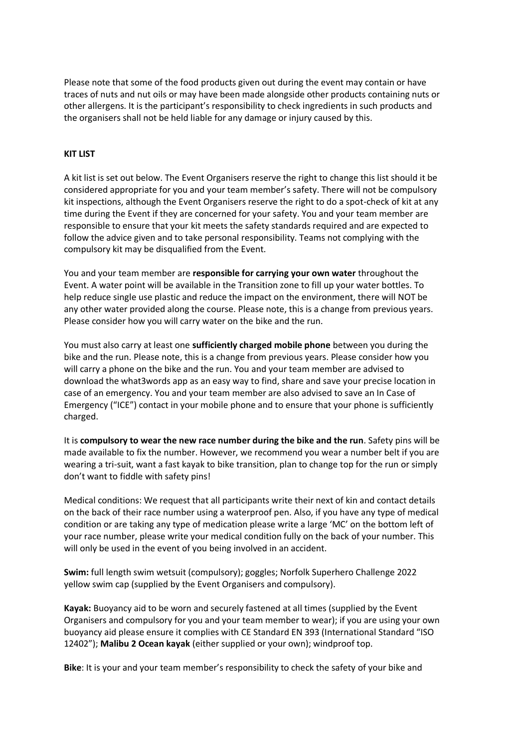Please note that some of the food products given out during the event may contain or have traces of nuts and nut oils or may have been made alongside other products containing nuts or other allergens. It is the participant's responsibility to check ingredients in such products and the organisers shall not be held liable for any damage or injury caused by this.

**KIT LIST**

A kit list is set out below. The Event Organisers reserve the right to change this list should it be considered appropriate for you and your team member's safety. There will not be compulsory kit inspections, although the Event Organisers reserve the right to do a spot-check of kit at any time during the Event if they are concerned for your safety. You and your team member are responsible to ensure that your kit meets the safety standards required and are expected to follow the advice given and to take personal responsibility. Teams not complying with the compulsory kit may be disqualified from the Event.

You and your team member are **responsible for carrying your own water** throughout the Event. A water point will be available in the Transition zone to fill up your water bottles. To help reduce single use plastic and reduce the impact on the environment, there will NOT be any other water provided along the course. Please note, this is a change from previous years. Please consider how you will carry water on the bike and the run.

You must also carry at least one **sufficiently charged mobile phone** between you during the bike and the run. Please note, this is a change from previous years. Please consider how you will carry a phone on the bike and the run. You and your team member are advised to download the what3words app as an easy way to find, share and save your precise location in case of an emergency. You and your team member are also advised to save an In Case of Emergency ("ICE") contact in your mobile phone and to ensure that your phone is sufficiently charged.

It is **compulsory to wear the new race number during the bike and the run**. Safety pins will be made available to fix the number. However, we recommend you wear a number belt if you are wearing a tri-suit, want a fast kayak to bike transition, plan to change top for the run or simply don't want to fiddle with safety pins!

Medical conditions: We request that all participants write their next of kin and contact details on the back of their race number using a waterproof pen. Also, if you have any type of medical condition or are taking any type of medication please write a large 'MC' on the bottom left of your race number, please write your medical condition fully on the back of your number. This will only be used in the event of you being involved in an accident.

**Swim:** full length swim wetsuit (compulsory); goggles; Norfolk Superhero Challenge 2022 yellow swim cap (supplied by the Event Organisers and compulsory).

**Kayak:** Buoyancy aid to be worn and securely fastened at all times (supplied by the Event Organisers and compulsory for you and your team member to wear); if you are using your own buoyancy aid please ensure it complies with CE Standard EN 393 (International Standard "ISO 12402"); **Malibu 2 Ocean kayak** (either supplied or your own); windproof top.

**Bike**: It is your and your team member's responsibility to check the safety of your bike and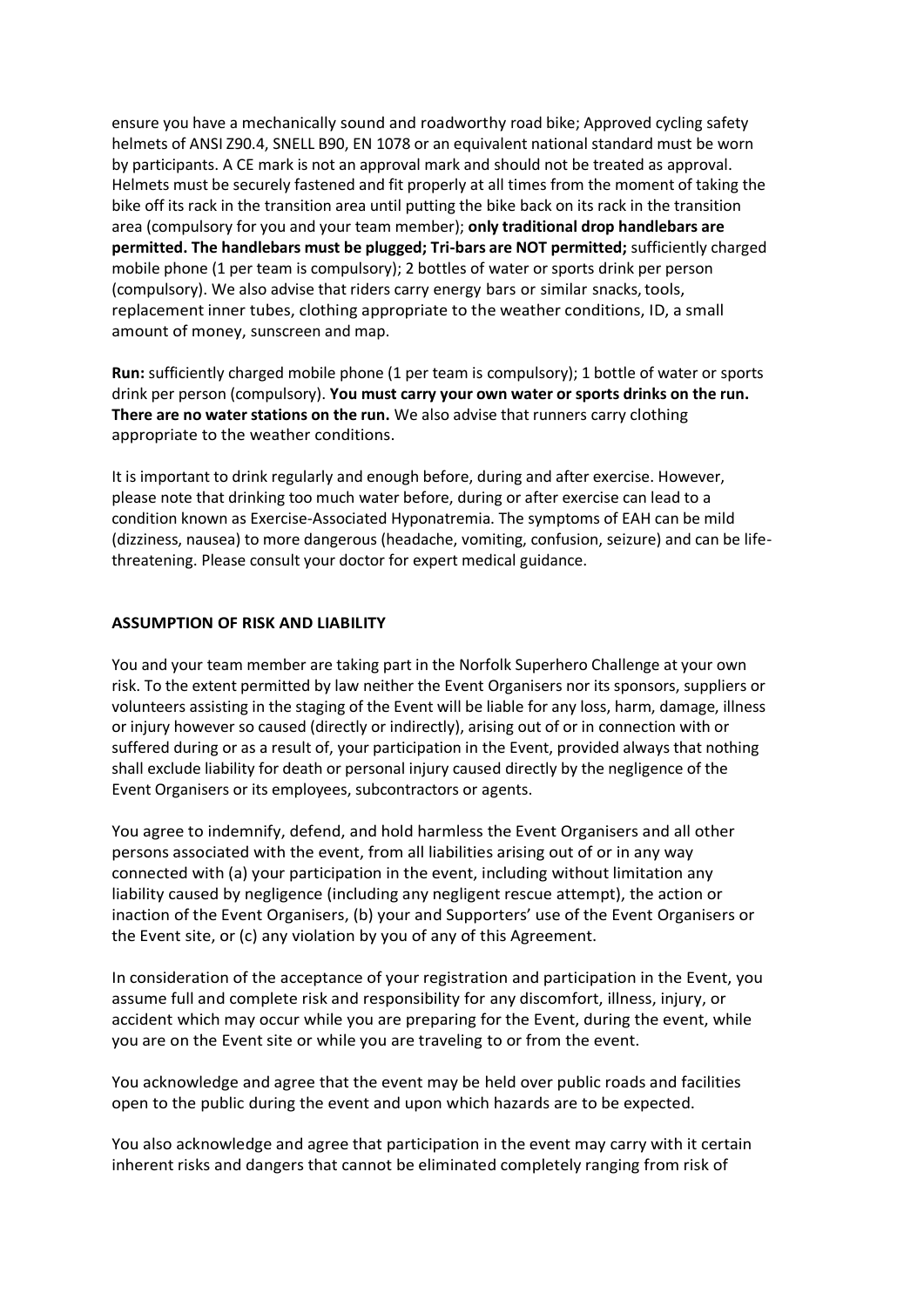ensure you have a mechanically sound and roadworthy road bike; Approved cycling safety helmets of ANSI Z90.4, SNELL B90, EN 1078 or an equivalent national standard must be worn by participants. A CE mark is not an approval mark and should not be treated as approval. Helmets must be securely fastened and fit properly at all times from the moment of taking the bike off its rack in the transition area until putting the bike back on its rack in the transition area (compulsory for you and your team member); **only traditional drop handlebars are permitted. The handlebars must be plugged; Tri-bars are NOT permitted;** sufficiently charged mobile phone (1 per team is compulsory); 2 bottles of water or sports drink per person (compulsory). We also advise that riders carry energy bars or similar snacks, tools, replacement inner tubes, clothing appropriate to the weather conditions, ID, a small amount of money, sunscreen and map.

**Run:** sufficiently charged mobile phone (1 per team is compulsory); 1 bottle of water or sports drink per person (compulsory). **You must carry your own water or sports drinks on the run. There are no water stations on the run.** We also advise that runners carry clothing appropriate to the weather conditions.

It is important to drink regularly and enough before, during and after exercise. However, please note that drinking too much water before, during or after exercise can lead to a condition known as Exercise-Associated Hyponatremia. The symptoms of EAH can be mild (dizziness, nausea) to more dangerous (headache, vomiting, confusion, seizure) and can be life-threatening. Please consult your doctor for expert medical guidance.

**ASSUMPTION OF RISK AND LIABILITY**

You and your team member are taking part in the Norfolk Superhero Challenge at your own risk. To the extent permitted by law neither the Event Organisers nor its sponsors, suppliers or volunteers assisting in the staging of the Event will be liable for any loss, harm, damage, illness or injury however so caused (directly or indirectly), arising out of or in connection with or suffered during or as a result of, your participation in the Event, provided always that nothing shall exclude liability for death or personal injury caused directly by the negligence of the Event Organisers or its employees, subcontractors or agents.

You agree to indemnify, defend, and hold harmless the Event Organisers and all other persons associated with the event, from all liabilities arising out of or in any way connected with (a) your participation in the event, including without limitation any liability caused by negligence (including any negligent rescue attempt), the action or inaction of the Event Organisers, (b) your and Supporters' use of the Event Organisers or the Event site, or (c) any violation by you of any of this Agreement.

In consideration of the acceptance of your registration and participation in the Event, you assume full and complete risk and responsibility for any discomfort, illness, injury, or accident which may occur while you are preparing for the Event, during the event, while you are on the Event site or while you are traveling to or from the event.

You acknowledge and agree that the event may be held over public roads and facilities open to the public during the event and upon which hazards are to be expected.

You also acknowledge and agree that participation in the event may carry with it certain inherent risks and dangers that cannot be eliminated completely ranging from risk of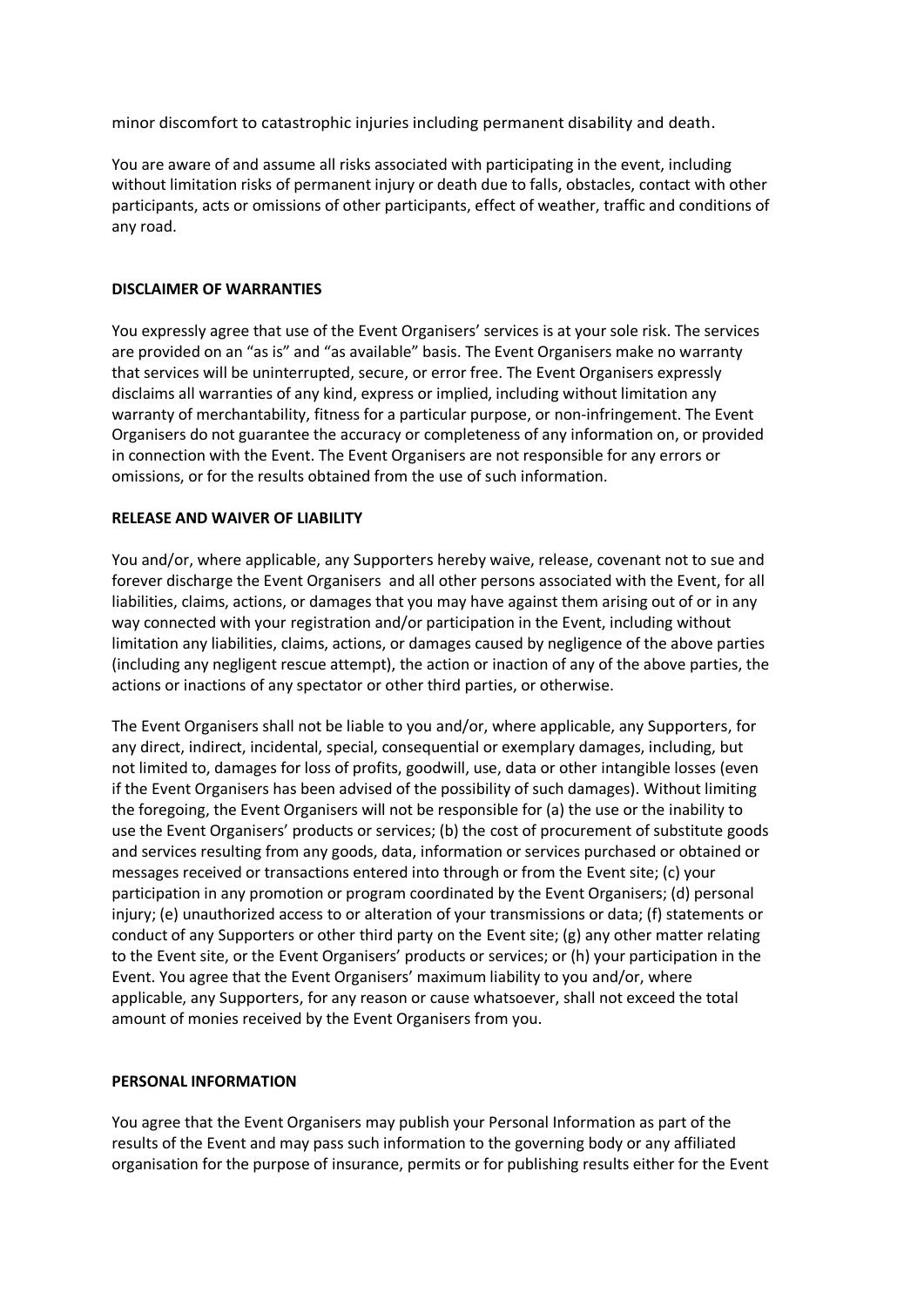minor discomfort to catastrophic injuries including permanent disability and death.

You are aware of and assume all risks associated with participating in the event, including without limitation risks of permanent injury or death due to falls, obstacles, contact with other participants, acts or omissions of other participants, effect of weather, traffic and conditions of any road.

**DISCLAIMER OF WARRANTIES**

You expressly agree that use of the Event Organisers' services is at your sole risk. The services are provided on an "as is" and "as available" basis. The Event Organisers make no warranty that services will be uninterrupted, secure, or error free. The Event Organisers expressly disclaims all warranties of any kind, express or implied, including without limitation any warranty of merchantability, fitness for a particular purpose, or non-infringement. The Event Organisers do not guarantee the accuracy or completeness of any information on, or provided in connection with the Event. The Event Organisers are not responsible for any errors or omissions, or for the results obtained from the use of such information.

**RELEASE AND WAIVER OF LIABILITY**

You and/or, where applicable, any Supporters hereby waive, release, covenant not to sue and forever discharge the Event Organisers and all other persons associated with the Event, for all liabilities, claims, actions, or damages that you may have against them arising out of or in any way connected with your registration and/or participation in the Event, including without limitation any liabilities, claims, actions, or damages caused by negligence of the above parties (including any negligent rescue attempt), the action or inaction of any of the above parties, the actions or inactions of any spectator or other third parties, or otherwise.

The Event Organisers shall not be liable to you and/or, where applicable, any Supporters, for any direct, indirect, incidental, special, consequential or exemplary damages, including, but not limited to, damages for loss of profits, goodwill, use, data or other intangible losses (even if the Event Organisers has been advised of the possibility of such damages). Without limiting the foregoing, the Event Organisers will not be responsible for (a) the use or the inability to use the Event Organisers' products or services; (b) the cost of procurement of substitute goods and services resulting from any goods, data, information or services purchased or obtained or messages received or transactions entered into through or from the Event site; (c) your participation in any promotion or program coordinated by the Event Organisers; (d) personal injury; (e) unauthorized access to or alteration of your transmissions or data; (f) statements or conduct of any Supporters or other third party on the Event site; (g) any other matter relating to the Event site, or the Event Organisers' products or services; or (h) your participation in the Event. You agree that the Event Organisers' maximum liability to you and/or, where applicable, any Supporters, for any reason or cause whatsoever, shall not exceed the total amount of monies received by the Event Organisers from you.

**PERSONAL INFORMATION**

You agree that the Event Organisers may publish your Personal Information as part of the results of the Event and may pass such information to the governing body or any affiliated organisation for the purpose of insurance, permits or for publishing results either for the Event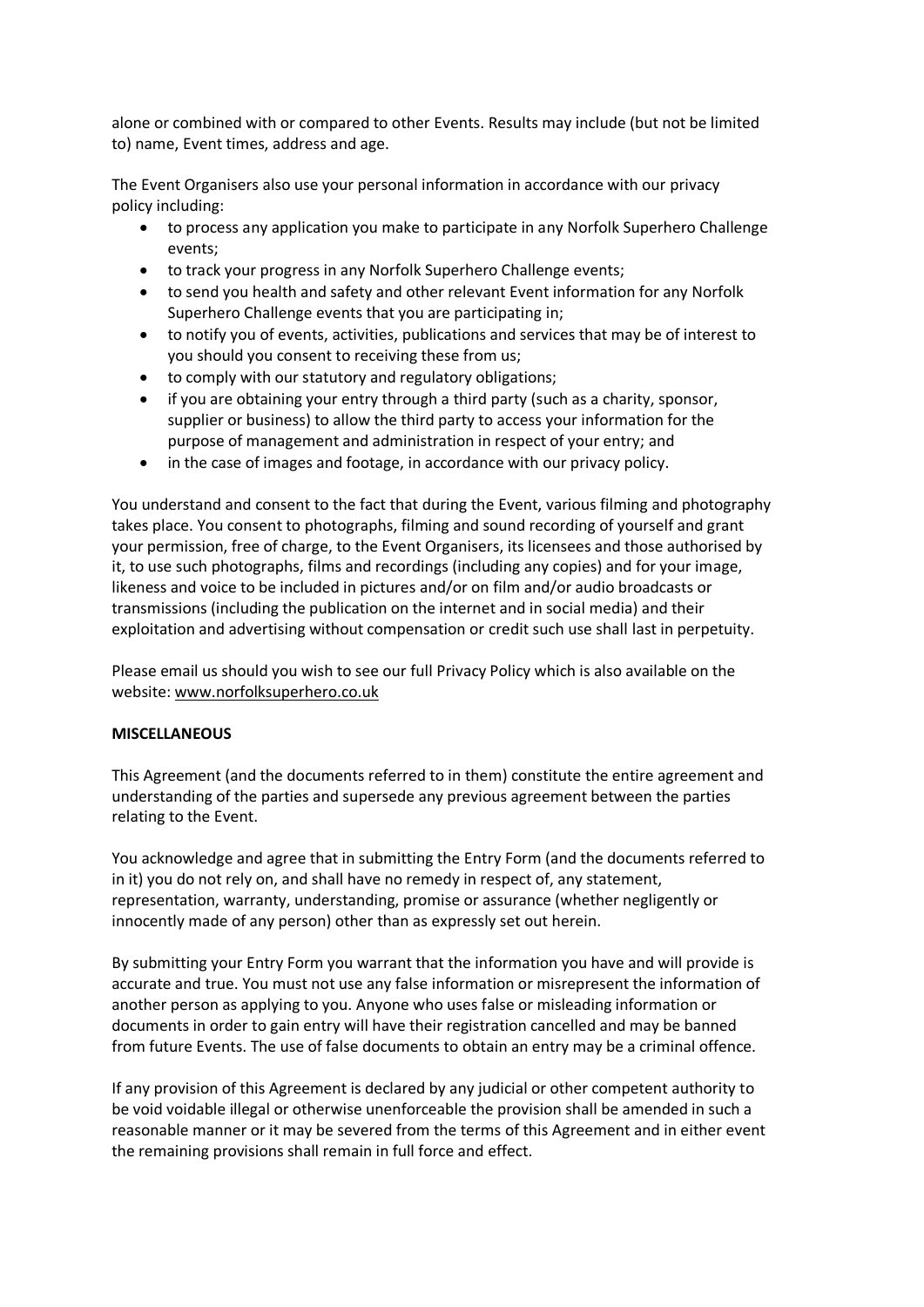alone or combined with or compared to other Events. Results may include (but not be limited to) name, Event times, address and age.

The Event Organisers also use your personal information in accordance with our privacy policy including:

- to process any application you make to participate in any Norfolk Superhero Challenge events;
- to track your progress in any Norfolk Superhero Challenge events;
- to send you health and safety and other relevant Event information for any Norfolk Superhero Challenge events that you are participating in;
- to notify you of events, activities, publications and services that may be of interest to you should you consent to receiving these from us;
- to comply with our statutory and regulatory obligations;
- if you are obtaining your entry through a third party (such as a charity, sponsor, supplier or business) to allow the third party to access your information for the purpose of management and administration in respect of your entry; and
- in the case of images and footage, in accordance with our privacy policy.

You understand and consent to the fact that during the Event, various filming and photography takes place. You consent to photographs, filming and sound recording of yourself and grant your permission, free of charge, to the Event Organisers, its licensees and those authorised by it, to use such photographs, films and recordings (including any copies) and for your image, likeness and voice to be included in pictures and/or on film and/or audio broadcasts or transmissions (including the publication on the internet and in social media) and their exploitation and advertising without compensation or credit such use shall last in perpetuity.

Please email us should you wish to see our full Privacy Policy which is also available on the website: www.norfolksuperhero.co.uk

**MISCELLANEOUS**

This Agreement (and the documents referred to in them) constitute the entire agreement and understanding of the parties and supersede any previous agreement between the parties relating to the Event.

You acknowledge and agree that in submitting the Entry Form (and the documents referred to in it) you do not rely on, and shall have no remedy in respect of, any statement, representation, warranty, understanding, promise or assurance (whether negligently or innocently made of any person) other than as expressly set out herein.

By submitting your Entry Form you warrant that the information you have and will provide is accurate and true. You must not use any false information or misrepresent the information of another person as applying to you. Anyone who uses false or misleading information or documents in order to gain entry will have their registration cancelled and may be banned from future Events. The use of false documents to obtain an entry may be a criminal offence.

If any provision of this Agreement is declared by any judicial or other competent authority to be void voidable illegal or otherwise unenforceable the provision shall be amended in such a reasonable manner or it may be severed from the terms of this Agreement and in either event the remaining provisions shall remain in full force and effect.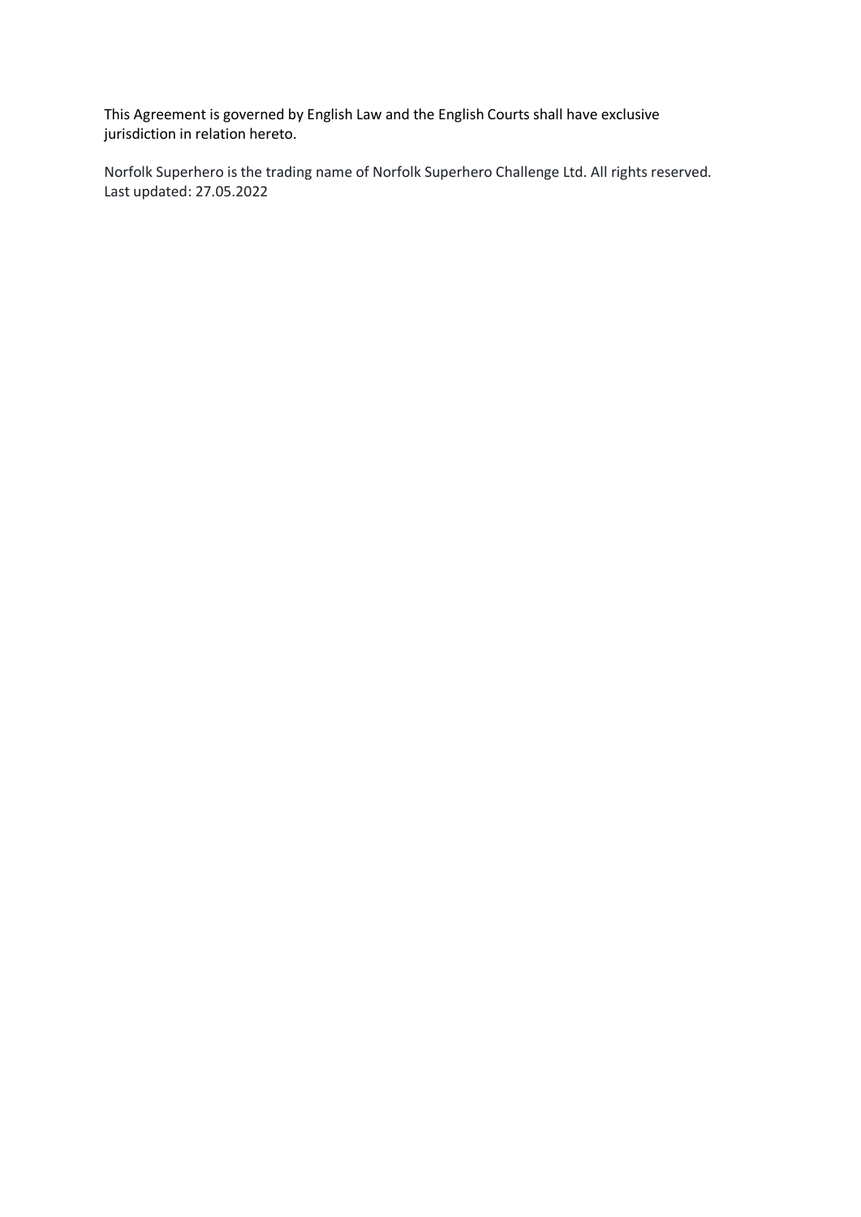This Agreement is governed by English Law and the English Courts shall have exclusive jurisdiction in relation hereto.

Norfolk Superhero is the trading name of Norfolk Superhero Challenge Ltd. All rights reserved.
Last updated: 27.05.2022